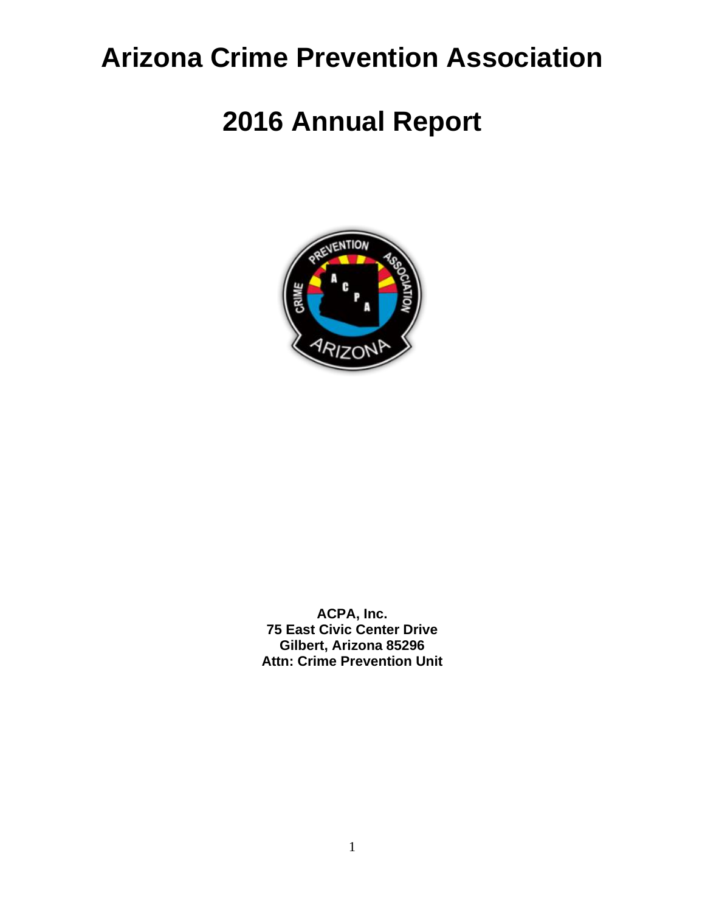# Arizona Crime Prevention Association

# 2016 Annual Report

**ACPA, Inc.**
**75 East Civic Center Drive**
**Gilbert, Arizona 85296**
**Attn: Crime Prevention Unit**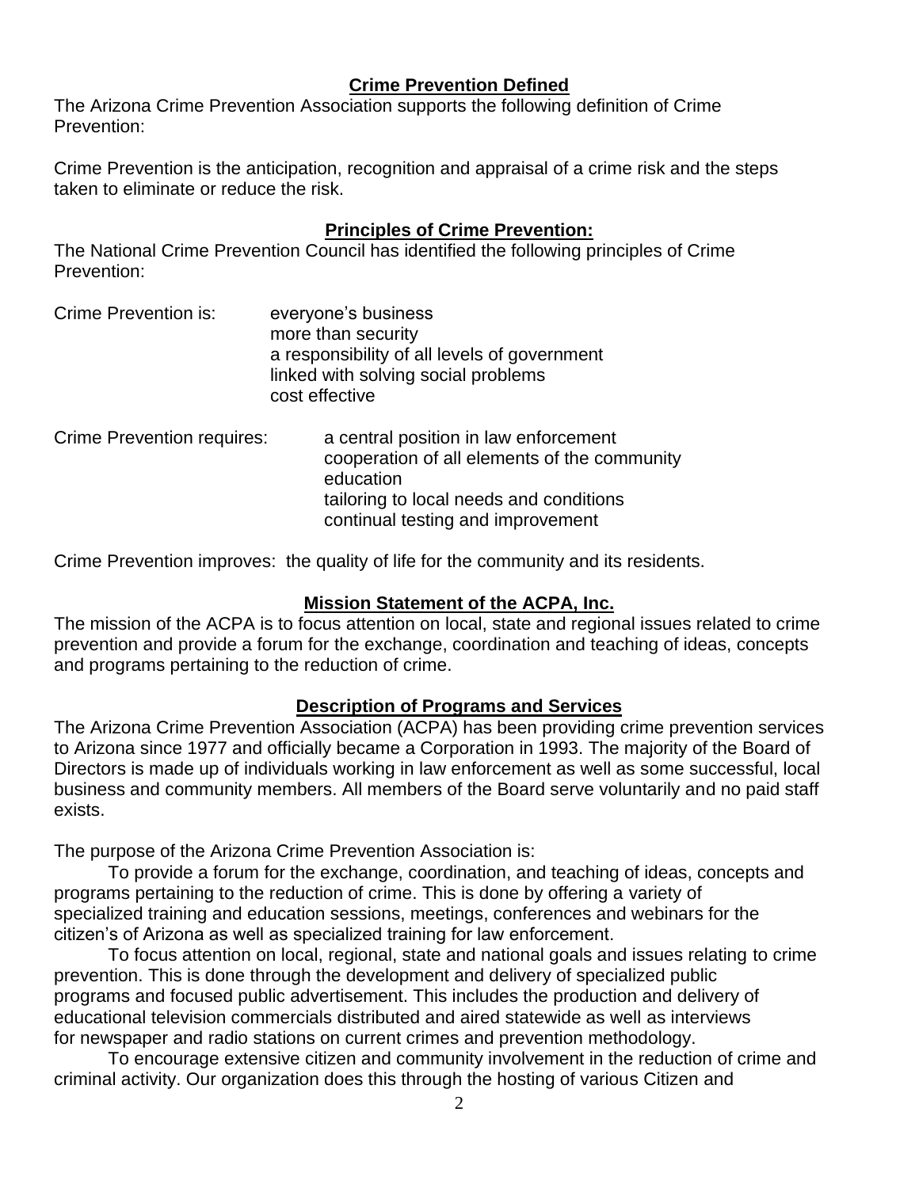## Crime Prevention Defined

The Arizona Crime Prevention Association supports the following definition of Crime Prevention:

Crime Prevention is the anticipation, recognition and appraisal of a crime risk and the steps taken to eliminate or reduce the risk.

## Principles of Crime Prevention:

The National Crime Prevention Council has identified the following principles of Crime Prevention:

Crime Prevention is:
- everyone's business
- more than security
- a responsibility of all levels of government
- linked with solving social problems
- cost effective

Crime Prevention requires:
- a central position in law enforcement
- cooperation of all elements of the community
- education
- tailoring to local needs and conditions
- continual testing and improvement

Crime Prevention improves: the quality of life for the community and its residents.

## Mission Statement of the ACPA, Inc.

The mission of the ACPA is to focus attention on local, state and regional issues related to crime prevention and provide a forum for the exchange, coordination and teaching of ideas, concepts and programs pertaining to the reduction of crime.

## Description of Programs and Services

The Arizona Crime Prevention Association (ACPA) has been providing crime prevention services to Arizona since 1977 and officially became a Corporation in 1993. The majority of the Board of Directors is made up of individuals working in law enforcement as well as some successful, local business and community members. All members of the Board serve voluntarily and no paid staff exists.

The purpose of the Arizona Crime Prevention Association is:

To provide a forum for the exchange, coordination, and teaching of ideas, concepts and programs pertaining to the reduction of crime. This is done by offering a variety of specialized training and education sessions, meetings, conferences and webinars for the citizen's of Arizona as well as specialized training for law enforcement.

To focus attention on local, regional, state and national goals and issues relating to crime prevention. This is done through the development and delivery of specialized public programs and focused public advertisement. This includes the production and delivery of educational television commercials distributed and aired statewide as well as interviews for newspaper and radio stations on current crimes and prevention methodology.

To encourage extensive citizen and community involvement in the reduction of crime and criminal activity. Our organization does this through the hosting of various Citizen and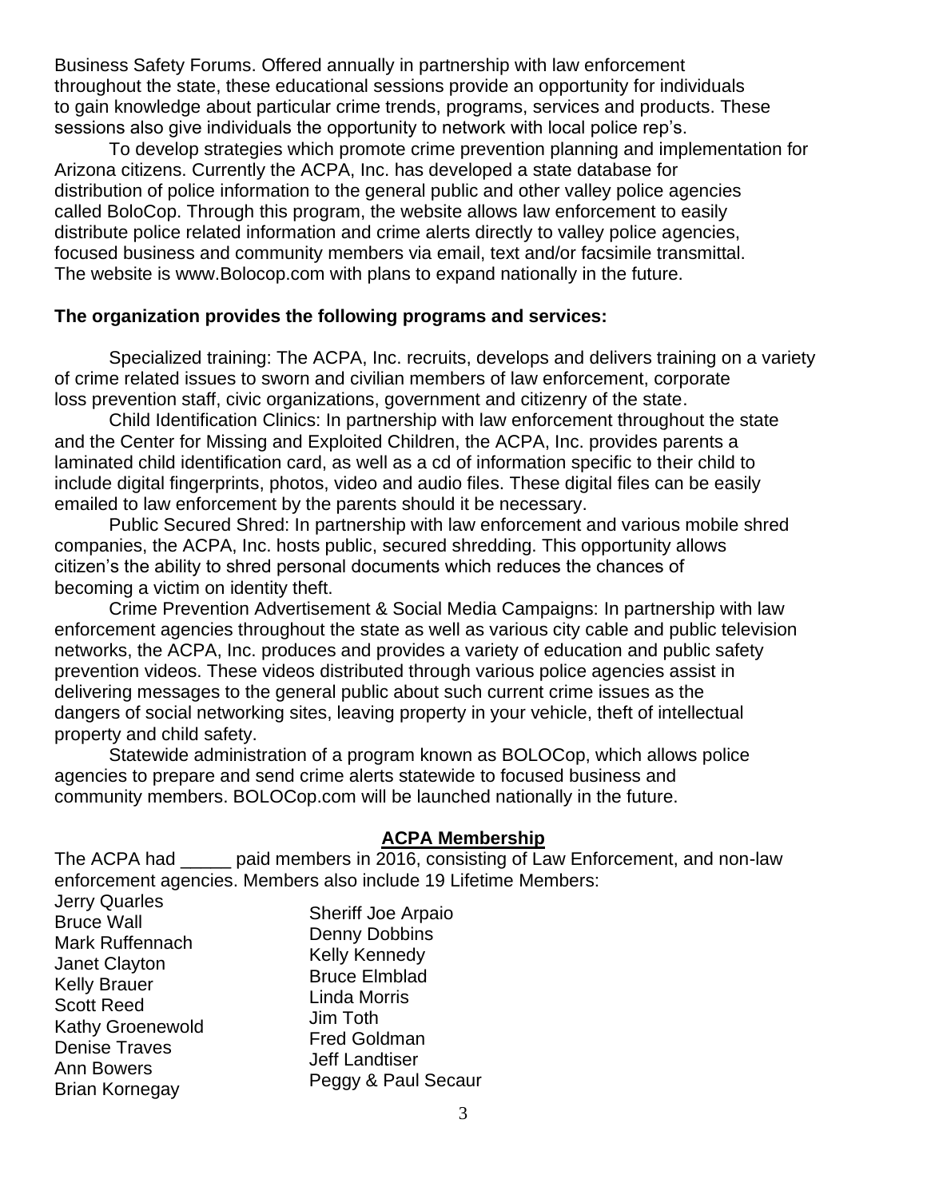Business Safety Forums. Offered annually in partnership with law enforcement throughout the state, these educational sessions provide an opportunity for individuals to gain knowledge about particular crime trends, programs, services and products. These sessions also give individuals the opportunity to network with local police rep's.

To develop strategies which promote crime prevention planning and implementation for Arizona citizens. Currently the ACPA, Inc. has developed a state database for distribution of police information to the general public and other valley police agencies called BoloCop. Through this program, the website allows law enforcement to easily distribute police related information and crime alerts directly to valley police agencies, focused business and community members via email, text and/or facsimile transmittal. The website is www.Bolocop.com with plans to expand nationally in the future.

**The organization provides the following programs and services:**

Specialized training: The ACPA, Inc. recruits, develops and delivers training on a variety of crime related issues to sworn and civilian members of law enforcement, corporate loss prevention staff, civic organizations, government and citizenry of the state.

Child Identification Clinics: In partnership with law enforcement throughout the state and the Center for Missing and Exploited Children, the ACPA, Inc. provides parents a laminated child identification card, as well as a cd of information specific to their child to include digital fingerprints, photos, video and audio files. These digital files can be easily emailed to law enforcement by the parents should it be necessary.

Public Secured Shred: In partnership with law enforcement and various mobile shred companies, the ACPA, Inc. hosts public, secured shredding. This opportunity allows citizen's the ability to shred personal documents which reduces the chances of becoming a victim on identity theft.

Crime Prevention Advertisement & Social Media Campaigns: In partnership with law enforcement agencies throughout the state as well as various city cable and public television networks, the ACPA, Inc. produces and provides a variety of education and public safety prevention videos. These videos distributed through various police agencies assist in delivering messages to the general public about such current crime issues as the dangers of social networking sites, leaving property in your vehicle, theft of intellectual property and child safety.

Statewide administration of a program known as BOLOCop, which allows police agencies to prepare and send crime alerts statewide to focused business and community members. BOLOCop.com will be launched nationally in the future.

## ACPA Membership

The ACPA had _____ paid members in 2016, consisting of Law Enforcement, and non-law enforcement agencies. Members also include 19 Lifetime Members:

Jerry Quarles
Bruce Wall
Mark Ruffennach
Janet Clayton
Kelly Brauer
Scott Reed
Kathy Groenewold
Denise Traves
Ann Bowers
Brian Kornegay
Sheriff Joe Arpaio
Denny Dobbins
Kelly Kennedy
Bruce Elmblad
Linda Morris
Jim Toth
Fred Goldman
Jeff Landtiser
Peggy & Paul Secaur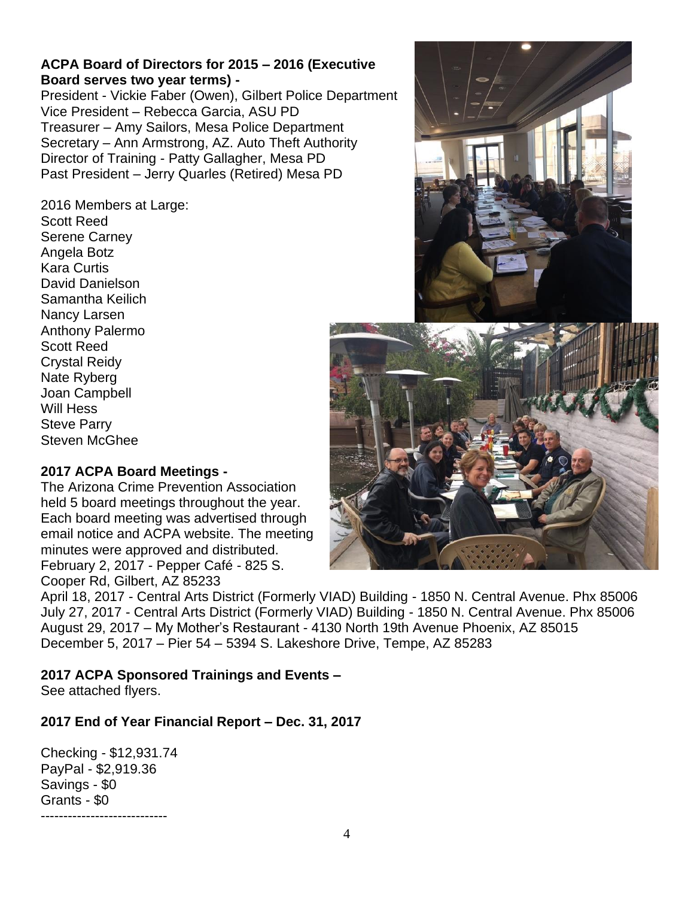**ACPA Board of Directors for 2015 – 2016 (Executive Board serves two year terms) -**

President - Vickie Faber (Owen), Gilbert Police Department
Vice President – Rebecca Garcia, ASU PD
Treasurer – Amy Sailors, Mesa Police Department
Secretary – Ann Armstrong, AZ. Auto Theft Authority
Director of Training - Patty Gallagher, Mesa PD
Past President – Jerry Quarles (Retired) Mesa PD

2016 Members at Large:
Scott Reed
Serene Carney
Angela Botz
Kara Curtis
David Danielson
Samantha Keilich
Nancy Larsen
Anthony Palermo
Scott Reed
Crystal Reidy
Nate Ryberg
Joan Campbell
Will Hess
Steve Parry
Steven McGhee

**2017 ACPA Board Meetings -**

The Arizona Crime Prevention Association held 5 board meetings throughout the year. Each board meeting was advertised through email notice and ACPA website. The meeting minutes were approved and distributed.
February 2, 2017 - Pepper Café - 825 S. Cooper Rd, Gilbert, AZ 85233
April 18, 2017 - Central Arts District (Formerly VIAD) Building - 1850 N. Central Avenue. Phx 85006
July 27, 2017 - Central Arts District (Formerly VIAD) Building - 1850 N. Central Avenue. Phx 85006
August 29, 2017 – My Mother's Restaurant - 4130 North 19th Avenue Phoenix, AZ 85015
December 5, 2017 – Pier 54 – 5394 S. Lakeshore Drive, Tempe, AZ 85283

**2017 ACPA Sponsored Trainings and Events –**

See attached flyers.

**2017 End of Year Financial Report – Dec. 31, 2017**

Checking - $12,931.74
PayPal - $2,919.36
Savings - $0
Grants - $0
----------------------------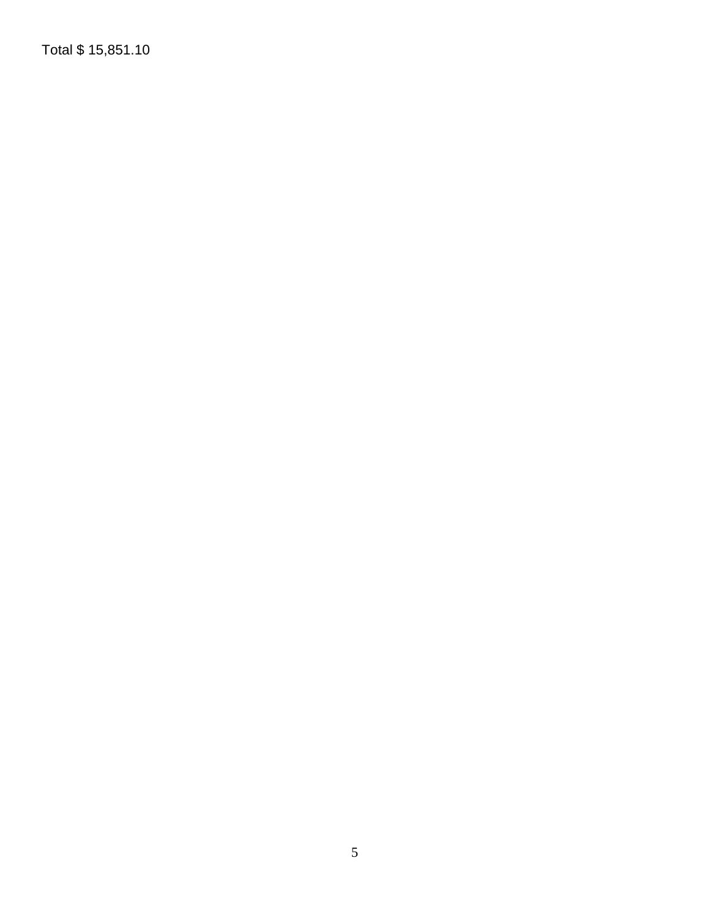Total $ 15,851.10